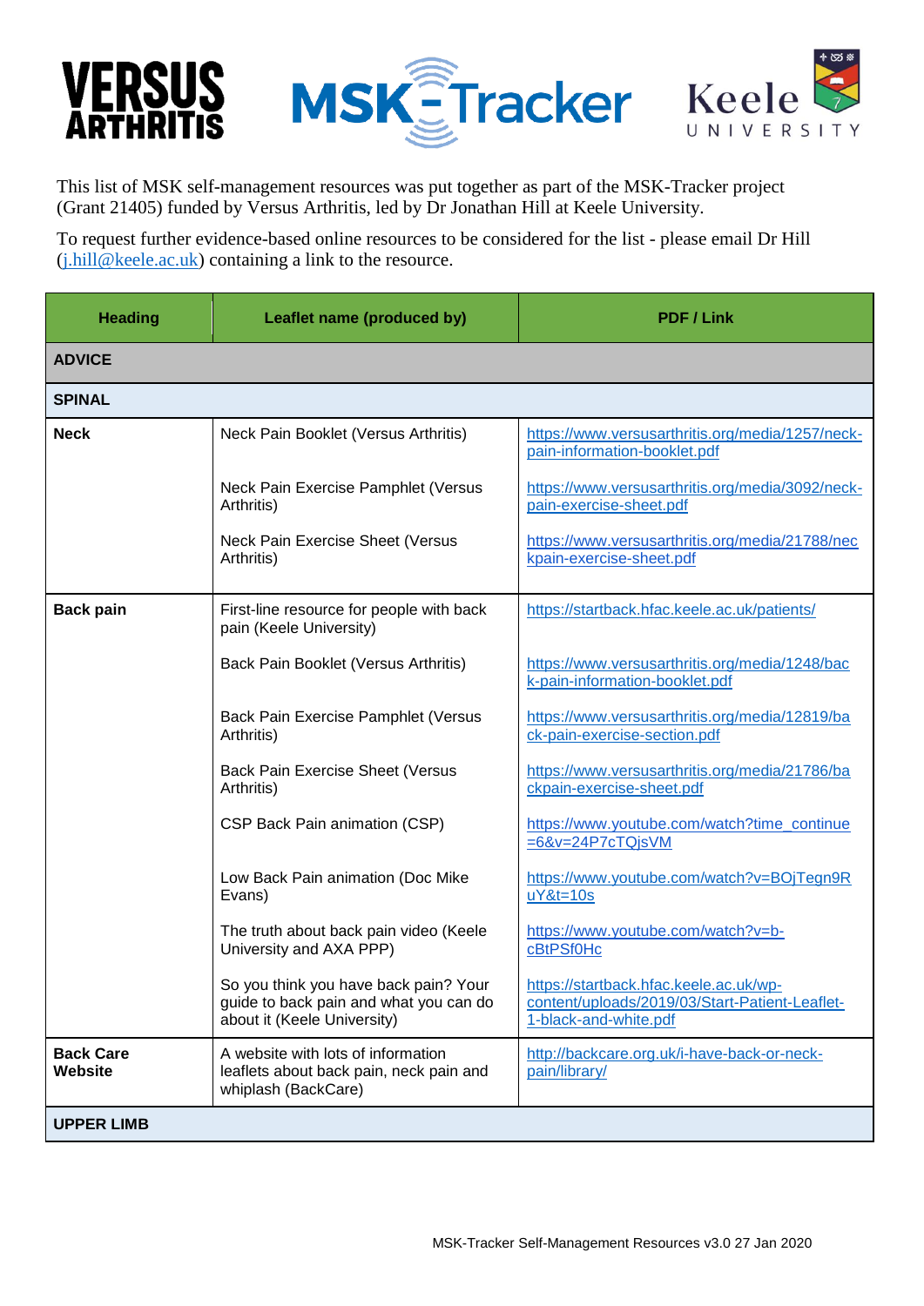VERSUS ARTHRITIS | MSK-Tracker | Keele UNIVERSITY

This list of MSK self-management resources was put together as part of the MSK-Tracker project (Grant 21405) funded by Versus Arthritis, led by Dr Jonathan Hill at Keele University.

To request further evidence-based online resources to be considered for the list - please email Dr Hill (j.hill@keele.ac.uk) containing a link to the resource.

| Heading | Leaflet name (produced by) | PDF / Link |
|---|---|---|
| **ADVICE** | | |
| **SPINAL** | | |
| **Neck** | Neck Pain Booklet (Versus Arthritis) | https://www.versusarthritis.org/media/1257/neck-pain-information-booklet.pdf |
| | Neck Pain Exercise Pamphlet (Versus Arthritis) | https://www.versusarthritis.org/media/3092/neck-pain-exercise-sheet.pdf |
| | Neck Pain Exercise Sheet (Versus Arthritis) | https://www.versusarthritis.org/media/21788/neckpain-exercise-sheet.pdf |
| **Back pain** | First-line resource for people with back pain (Keele University) | https://startback.hfac.keele.ac.uk/patients/ |
| | Back Pain Booklet (Versus Arthritis) | https://www.versusarthritis.org/media/1248/back-pain-information-booklet.pdf |
| | Back Pain Exercise Pamphlet (Versus Arthritis) | https://www.versusarthritis.org/media/12819/back-pain-exercise-section.pdf |
| | Back Pain Exercise Sheet (Versus Arthritis) | https://www.versusarthritis.org/media/21786/backpain-exercise-sheet.pdf |
| | CSP Back Pain animation (CSP) | https://www.youtube.com/watch?time_continue=6&v=24P7cTQjsVM |
| | Low Back Pain animation (Doc Mike Evans) | https://www.youtube.com/watch?v=BOjTegn9RuY&t=10s |
| | The truth about back pain video (Keele University and AXA PPP) | https://www.youtube.com/watch?v=b-cBtPSf0Hc |
| | So you think you have back pain? Your guide to back pain and what you can do about it (Keele University) | https://startback.hfac.keele.ac.uk/wp-content/uploads/2019/03/Start-Patient-Leaflet-1-black-and-white.pdf |
| **Back Care Website** | A website with lots of information leaflets about back pain, neck pain and whiplash (BackCare) | http://backcare.org.uk/i-have-back-or-neck-pain/library/ |
| **UPPER LIMB** | | |

MSK-Tracker Self-Management Resources v3.0 27 Jan 2020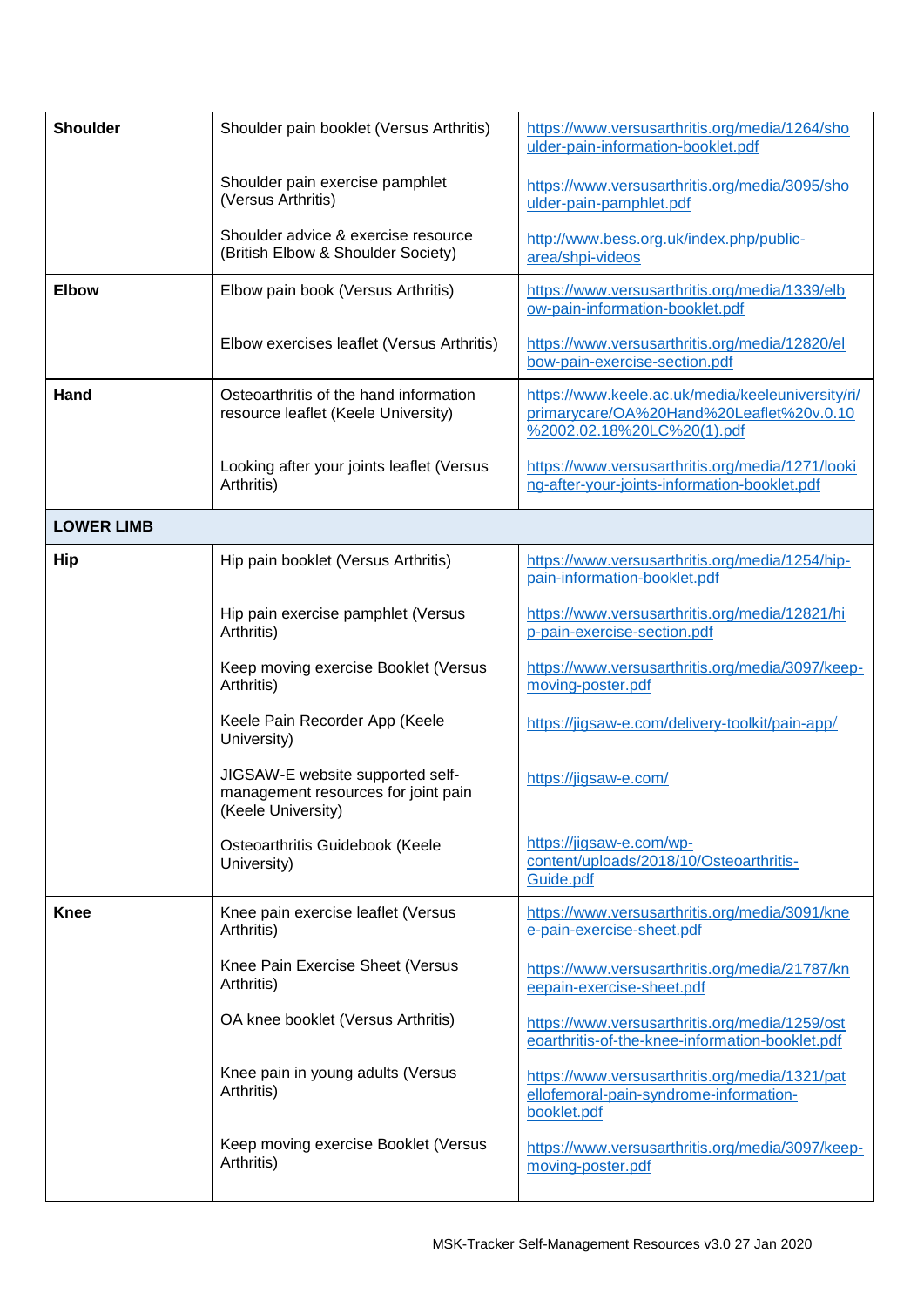| | | |
|---|---|---|
| **Shoulder** | Shoulder pain booklet (Versus Arthritis) | https://www.versusarthritis.org/media/1264/shoulder-pain-information-booklet.pdf |
| | Shoulder pain exercise pamphlet (Versus Arthritis) | https://www.versusarthritis.org/media/3095/shoulder-pain-pamphlet.pdf |
| | Shoulder advice & exercise resource (British Elbow & Shoulder Society) | http://www.bess.org.uk/index.php/public-area/shpi-videos |
| **Elbow** | Elbow pain book (Versus Arthritis) | https://www.versusarthritis.org/media/1339/elbow-pain-information-booklet.pdf |
| | Elbow exercises leaflet (Versus Arthritis) | https://www.versusarthritis.org/media/12820/elbow-pain-exercise-section.pdf |
| **Hand** | Osteoarthritis of the hand information resource leaflet (Keele University) | https://www.keele.ac.uk/media/keeleuniversity/ri/primarycare/OA%20Hand%20Leaflet%20v.0.10%2002.02.18%20LC%20(1).pdf |
| | Looking after your joints leaflet (Versus Arthritis) | https://www.versusarthritis.org/media/1271/looking-after-your-joints-information-booklet.pdf |
| **LOWER LIMB** | | |
| **Hip** | Hip pain booklet (Versus Arthritis) | https://www.versusarthritis.org/media/1254/hip-pain-information-booklet.pdf |
| | Hip pain exercise pamphlet (Versus Arthritis) | https://www.versusarthritis.org/media/12821/hip-pain-exercise-section.pdf |
| | Keep moving exercise Booklet (Versus Arthritis) | https://www.versusarthritis.org/media/3097/keep-moving-poster.pdf |
| | Keele Pain Recorder App (Keele University) | https://jigsaw-e.com/delivery-toolkit/pain-app/ |
| | JIGSAW-E website supported self-management resources for joint pain (Keele University) | https://jigsaw-e.com/ |
| | Osteoarthritis Guidebook (Keele University) | https://jigsaw-e.com/wp-content/uploads/2018/10/Osteoarthritis-Guide.pdf |
| **Knee** | Knee pain exercise leaflet (Versus Arthritis) | https://www.versusarthritis.org/media/3091/knee-pain-exercise-sheet.pdf |
| | Knee Pain Exercise Sheet (Versus Arthritis) | https://www.versusarthritis.org/media/21787/kneepain-exercise-sheet.pdf |
| | OA knee booklet (Versus Arthritis) | https://www.versusarthritis.org/media/1259/osteoarthritis-of-the-knee-information-booklet.pdf |
| | Knee pain in young adults (Versus Arthritis) | https://www.versusarthritis.org/media/1321/patellofemoral-pain-syndrome-information-booklet.pdf |
| | Keep moving exercise Booklet (Versus Arthritis) | https://www.versusarthritis.org/media/3097/keep-moving-poster.pdf |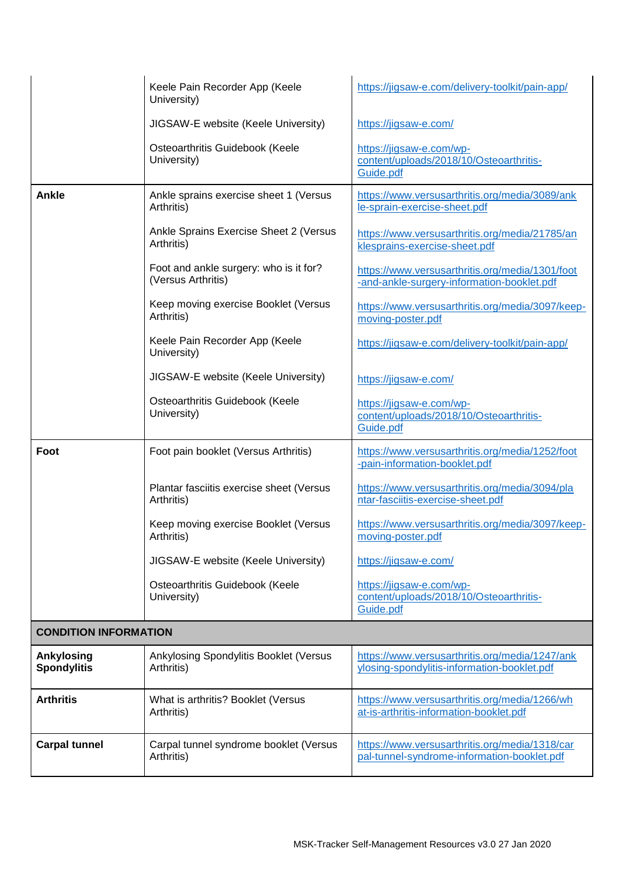| | | |
|---|---|---|
| | Keele Pain Recorder App (Keele University) | https://jigsaw-e.com/delivery-toolkit/pain-app/ |
| | JIGSAW-E website (Keele University) | https://jigsaw-e.com/ |
| | Osteoarthritis Guidebook (Keele University) | https://jigsaw-e.com/wp-content/uploads/2018/10/Osteoarthritis-Guide.pdf |
| **Ankle** | Ankle sprains exercise sheet 1 (Versus Arthritis) | https://www.versusarthritis.org/media/3089/ankle-sprain-exercise-sheet.pdf |
| | Ankle Sprains Exercise Sheet 2 (Versus Arthritis) | https://www.versusarthritis.org/media/21785/anklesprains-exercise-sheet.pdf |
| | Foot and ankle surgery: who is it for? (Versus Arthritis) | https://www.versusarthritis.org/media/1301/foot-and-ankle-surgery-information-booklet.pdf |
| | Keep moving exercise Booklet (Versus Arthritis) | https://www.versusarthritis.org/media/3097/keep-moving-poster.pdf |
| | Keele Pain Recorder App (Keele University) | https://jigsaw-e.com/delivery-toolkit/pain-app/ |
| | JIGSAW-E website (Keele University) | https://jigsaw-e.com/ |
| | Osteoarthritis Guidebook (Keele University) | https://jigsaw-e.com/wp-content/uploads/2018/10/Osteoarthritis-Guide.pdf |
| **Foot** | Foot pain booklet (Versus Arthritis) | https://www.versusarthritis.org/media/1252/foot-pain-information-booklet.pdf |
| | Plantar fasciitis exercise sheet (Versus Arthritis) | https://www.versusarthritis.org/media/3094/plantar-fasciitis-exercise-sheet.pdf |
| | Keep moving exercise Booklet (Versus Arthritis) | https://www.versusarthritis.org/media/3097/keep-moving-poster.pdf |
| | JIGSAW-E website (Keele University) | https://jigsaw-e.com/ |
| | Osteoarthritis Guidebook (Keele University) | https://jigsaw-e.com/wp-content/uploads/2018/10/Osteoarthritis-Guide.pdf |
| **CONDITION INFORMATION** | | |
| **Ankylosing Spondylitis** | Ankylosing Spondylitis Booklet (Versus Arthritis) | https://www.versusarthritis.org/media/1247/ankylosing-spondylitis-information-booklet.pdf |
| **Arthritis** | What is arthritis? Booklet (Versus Arthritis) | https://www.versusarthritis.org/media/1266/what-is-arthritis-information-booklet.pdf |
| **Carpal tunnel** | Carpal tunnel syndrome booklet (Versus Arthritis) | https://www.versusarthritis.org/media/1318/carpal-tunnel-syndrome-information-booklet.pdf |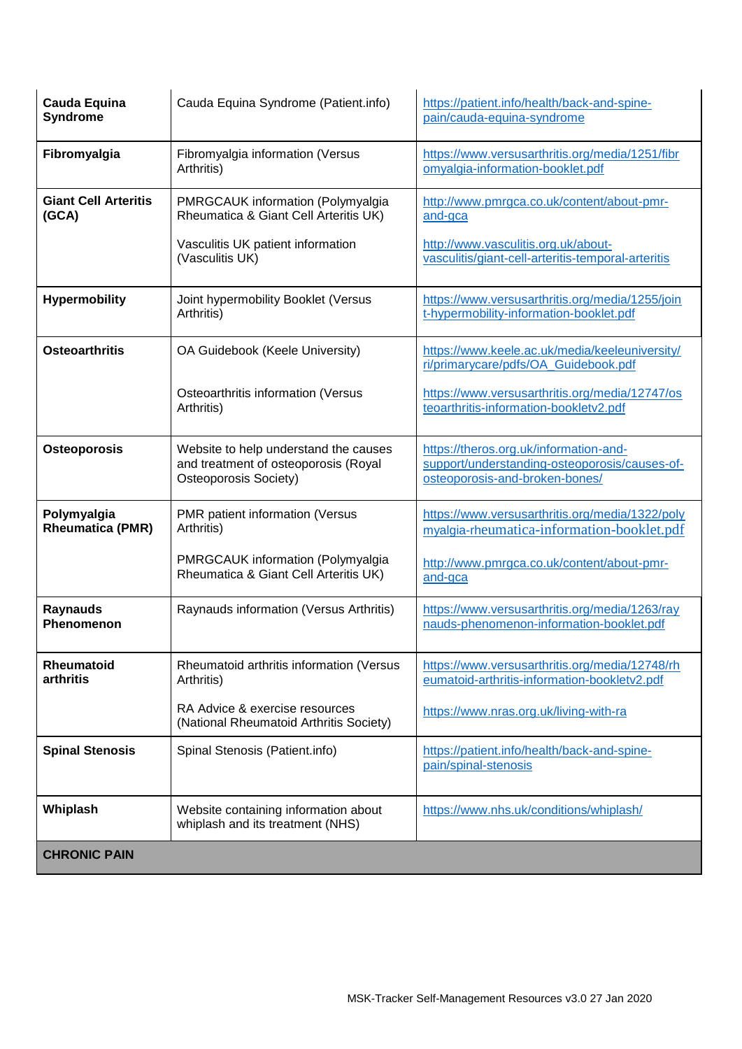| | | |
|---|---|---|
| **Cauda Equina Syndrome** | Cauda Equina Syndrome (Patient.info) | https://patient.info/health/back-and-spine-pain/cauda-equina-syndrome |
| **Fibromyalgia** | Fibromyalgia information (Versus Arthritis) | https://www.versusarthritis.org/media/1251/fibromyalgia-information-booklet.pdf |
| **Giant Cell Arteritis (GCA)** | PMRGCAUK information (Polymyalgia Rheumatica & Giant Cell Arteritis UK)<br><br>Vasculitis UK patient information (Vasculitis UK) | http://www.pmrgca.co.uk/content/about-pmr-and-gca<br><br>http://www.vasculitis.org.uk/about-vasculitis/giant-cell-arteritis-temporal-arteritis |
| **Hypermobility** | Joint hypermobility Booklet (Versus Arthritis) | https://www.versusarthritis.org/media/1255/joint-hypermobility-information-booklet.pdf |
| **Osteoarthritis** | OA Guidebook (Keele University)<br><br>Osteoarthritis information (Versus Arthritis) | https://www.keele.ac.uk/media/keeleuniversity/ri/primarycare/pdfs/OA_Guidebook.pdf<br><br>https://www.versusarthritis.org/media/12747/osteoarthritis-information-bookletv2.pdf |
| **Osteoporosis** | Website to help understand the causes and treatment of osteoporosis (Royal Osteoporosis Society) | https://theros.org.uk/information-and-support/understanding-osteoporosis/causes-of-osteoporosis-and-broken-bones/ |
| **Polymyalgia Rheumatica (PMR)** | PMR patient information (Versus Arthritis)<br><br>PMRGCAUK information (Polymyalgia Rheumatica & Giant Cell Arteritis UK) | https://www.versusarthritis.org/media/1322/polymyalgia-rheumatica-information-booklet.pdf<br><br>http://www.pmrgca.co.uk/content/about-pmr-and-gca |
| **Raynauds Phenomenon** | Raynauds information (Versus Arthritis) | https://www.versusarthritis.org/media/1263/raynauds-phenomenon-information-booklet.pdf |
| **Rheumatoid arthritis** | Rheumatoid arthritis information (Versus Arthritis)<br><br>RA Advice & exercise resources (National Rheumatoid Arthritis Society) | https://www.versusarthritis.org/media/12748/rheumatoid-arthritis-information-bookletv2.pdf<br><br>https://www.nras.org.uk/living-with-ra |
| **Spinal Stenosis** | Spinal Stenosis (Patient.info) | https://patient.info/health/back-and-spine-pain/spinal-stenosis |
| **Whiplash** | Website containing information about whiplash and its treatment (NHS) | https://www.nhs.uk/conditions/whiplash/ |
| **CHRONIC PAIN** | | |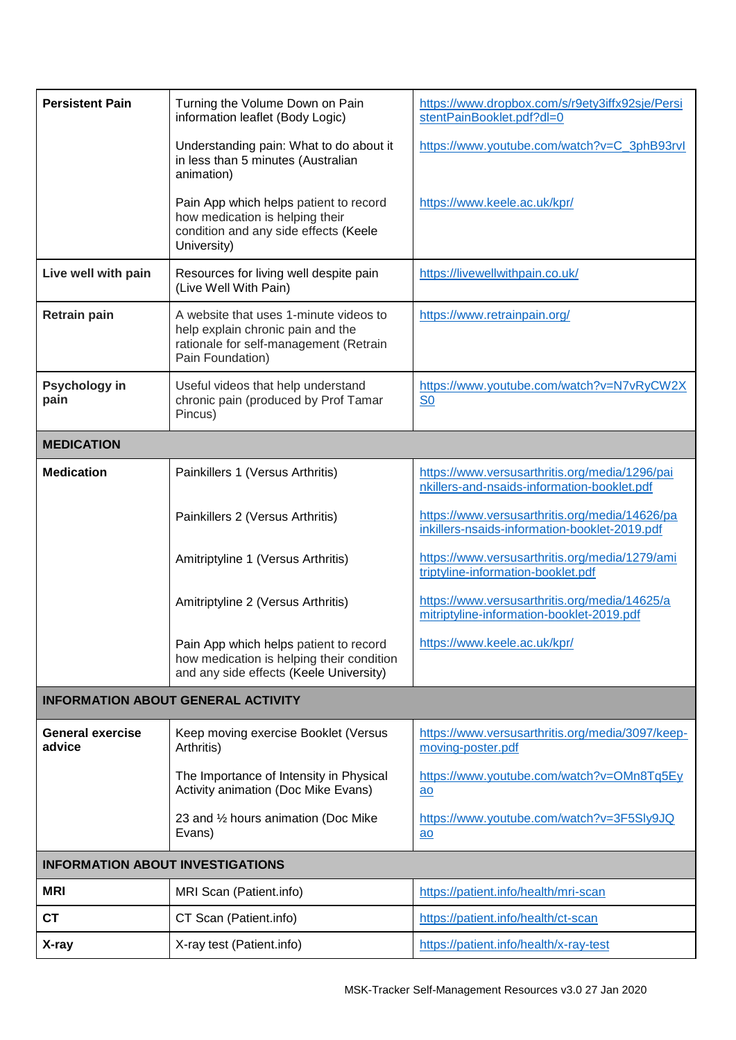| | | |
|---|---|---|
| **Persistent Pain** | Turning the Volume Down on Pain information leaflet (Body Logic) | https://www.dropbox.com/s/r9ety3iffx92sje/PersistentPainBooklet.pdf?dl=0 |
| | Understanding pain: What to do about it in less than 5 minutes (Australian animation) | https://www.youtube.com/watch?v=C_3phB93rvI |
| | Pain App which helps patient to record how medication is helping their condition and any side effects (Keele University) | https://www.keele.ac.uk/kpr/ |
| **Live well with pain** | Resources for living well despite pain (Live Well With Pain) | https://livewellwithpain.co.uk/ |
| **Retrain pain** | A website that uses 1-minute videos to help explain chronic pain and the rationale for self-management (Retrain Pain Foundation) | https://www.retrainpain.org/ |
| **Psychology in pain** | Useful videos that help understand chronic pain (produced by Prof Tamar Pincus) | https://www.youtube.com/watch?v=N7vRyCW2XS0 |
| **MEDICATION** | | |
| **Medication** | Painkillers 1 (Versus Arthritis) | https://www.versusarthritis.org/media/1296/painkillers-and-nsaids-information-booklet.pdf |
| | Painkillers 2 (Versus Arthritis) | https://www.versusarthritis.org/media/14626/painkillers-nsaids-information-booklet-2019.pdf |
| | Amitriptyline 1 (Versus Arthritis) | https://www.versusarthritis.org/media/1279/amitriptyline-information-booklet.pdf |
| | Amitriptyline 2 (Versus Arthritis) | https://www.versusarthritis.org/media/14625/amitriptyline-information-booklet-2019.pdf |
| | Pain App which helps patient to record how medication is helping their condition and any side effects (Keele University) | https://www.keele.ac.uk/kpr/ |
| **INFORMATION ABOUT GENERAL ACTIVITY** | | |
| **General exercise advice** | Keep moving exercise Booklet (Versus Arthritis) | https://www.versusarthritis.org/media/3097/keep-moving-poster.pdf |
| | The Importance of Intensity in Physical Activity animation (Doc Mike Evans) | https://www.youtube.com/watch?v=OMn8Tq5Eyao |
| | 23 and ½ hours animation (Doc Mike Evans) | https://www.youtube.com/watch?v=3F5Sly9JQao |
| **INFORMATION ABOUT INVESTIGATIONS** | | |
| **MRI** | MRI Scan (Patient.info) | https://patient.info/health/mri-scan |
| **CT** | CT Scan (Patient.info) | https://patient.info/health/ct-scan |
| **X-ray** | X-ray test (Patient.info) | https://patient.info/health/x-ray-test |

MSK-Tracker Self-Management Resources v3.0 27 Jan 2020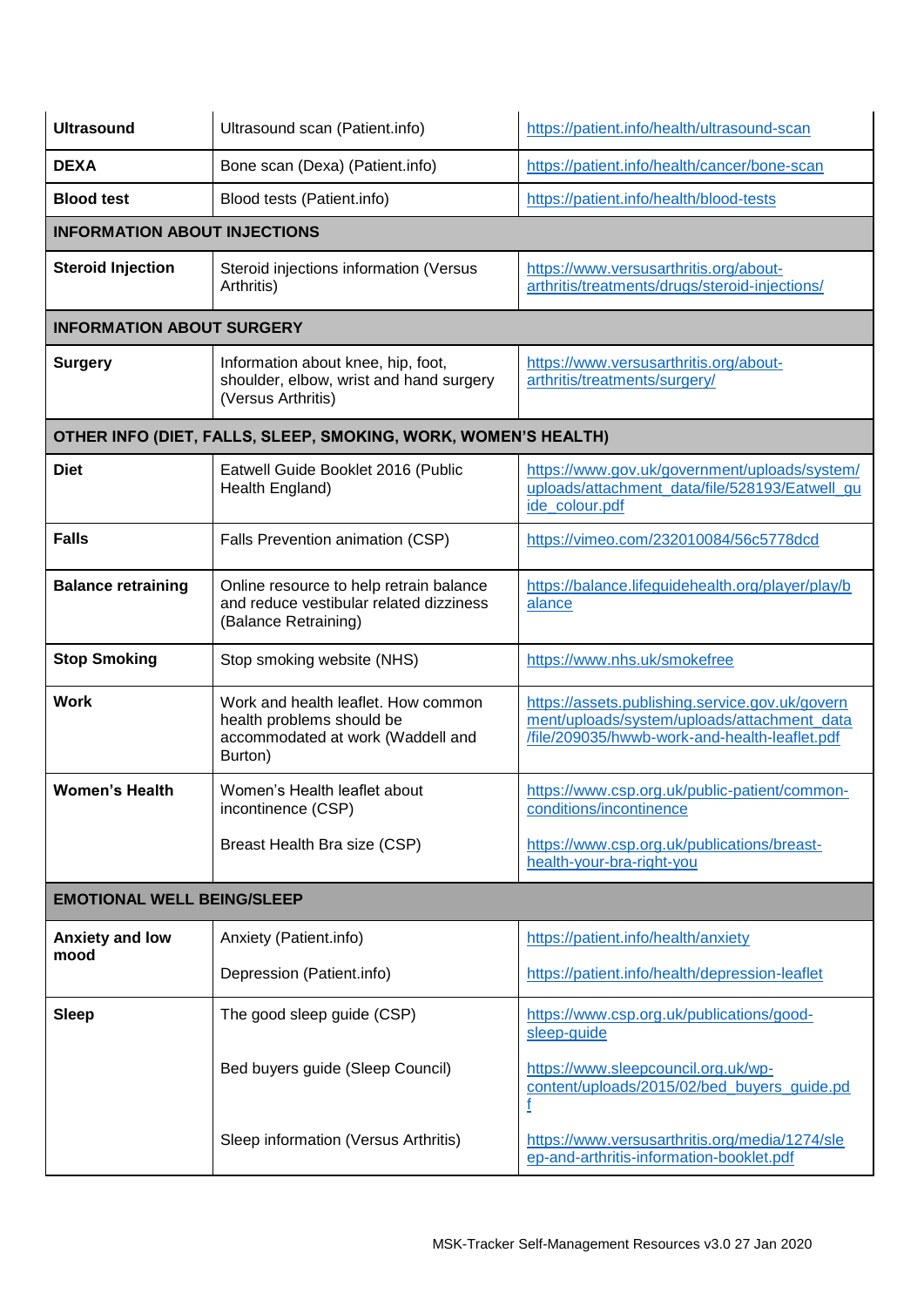| | | |
|---|---|---|
| **Ultrasound** | Ultrasound scan (Patient.info) | https://patient.info/health/ultrasound-scan |
| **DEXA** | Bone scan (Dexa) (Patient.info) | https://patient.info/health/cancer/bone-scan |
| **Blood test** | Blood tests (Patient.info) | https://patient.info/health/blood-tests |
| **INFORMATION ABOUT INJECTIONS** | | |
| **Steroid Injection** | Steroid injections information (Versus Arthritis) | https://www.versusarthritis.org/about-arthritis/treatments/drugs/steroid-injections/ |
| **INFORMATION ABOUT SURGERY** | | |
| **Surgery** | Information about knee, hip, foot, shoulder, elbow, wrist and hand surgery (Versus Arthritis) | https://www.versusarthritis.org/about-arthritis/treatments/surgery/ |
| **OTHER INFO (DIET, FALLS, SLEEP, SMOKING, WORK, WOMEN'S HEALTH)** | | |
| **Diet** | Eatwell Guide Booklet 2016 (Public Health England) | https://www.gov.uk/government/uploads/system/uploads/attachment_data/file/528193/Eatwell_guide_colour.pdf |
| **Falls** | Falls Prevention animation (CSP) | https://vimeo.com/232010084/56c5778dcd |
| **Balance retraining** | Online resource to help retrain balance and reduce vestibular related dizziness (Balance Retraining) | https://balance.lifeguidehealth.org/player/play/balance |
| **Stop Smoking** | Stop smoking website (NHS) | https://www.nhs.uk/smokefree |
| **Work** | Work and health leaflet. How common health problems should be accommodated at work (Waddell and Burton) | https://assets.publishing.service.gov.uk/government/uploads/system/uploads/attachment_data/file/209035/hwwb-work-and-health-leaflet.pdf |
| **Women's Health** | Women's Health leaflet about incontinence (CSP)<br><br>Breast Health Bra size (CSP) | https://www.csp.org.uk/public-patient/common-conditions/incontinence<br><br>https://www.csp.org.uk/publications/breast-health-your-bra-right-you |
| **EMOTIONAL WELL BEING/SLEEP** | | |
| **Anxiety and low mood** | Anxiety (Patient.info)<br><br>Depression (Patient.info) | https://patient.info/health/anxiety<br><br>https://patient.info/health/depression-leaflet |
| **Sleep** | The good sleep guide (CSP)<br><br>Bed buyers guide (Sleep Council)<br><br>Sleep information (Versus Arthritis) | https://www.csp.org.uk/publications/good-sleep-guide<br><br>https://www.sleepcouncil.org.uk/wp-content/uploads/2015/02/bed_buyers_guide.pdf<br><br>https://www.versusarthritis.org/media/1274/sleep-and-arthritis-information-booklet.pdf |

MSK-Tracker Self-Management Resources v3.0 27 Jan 2020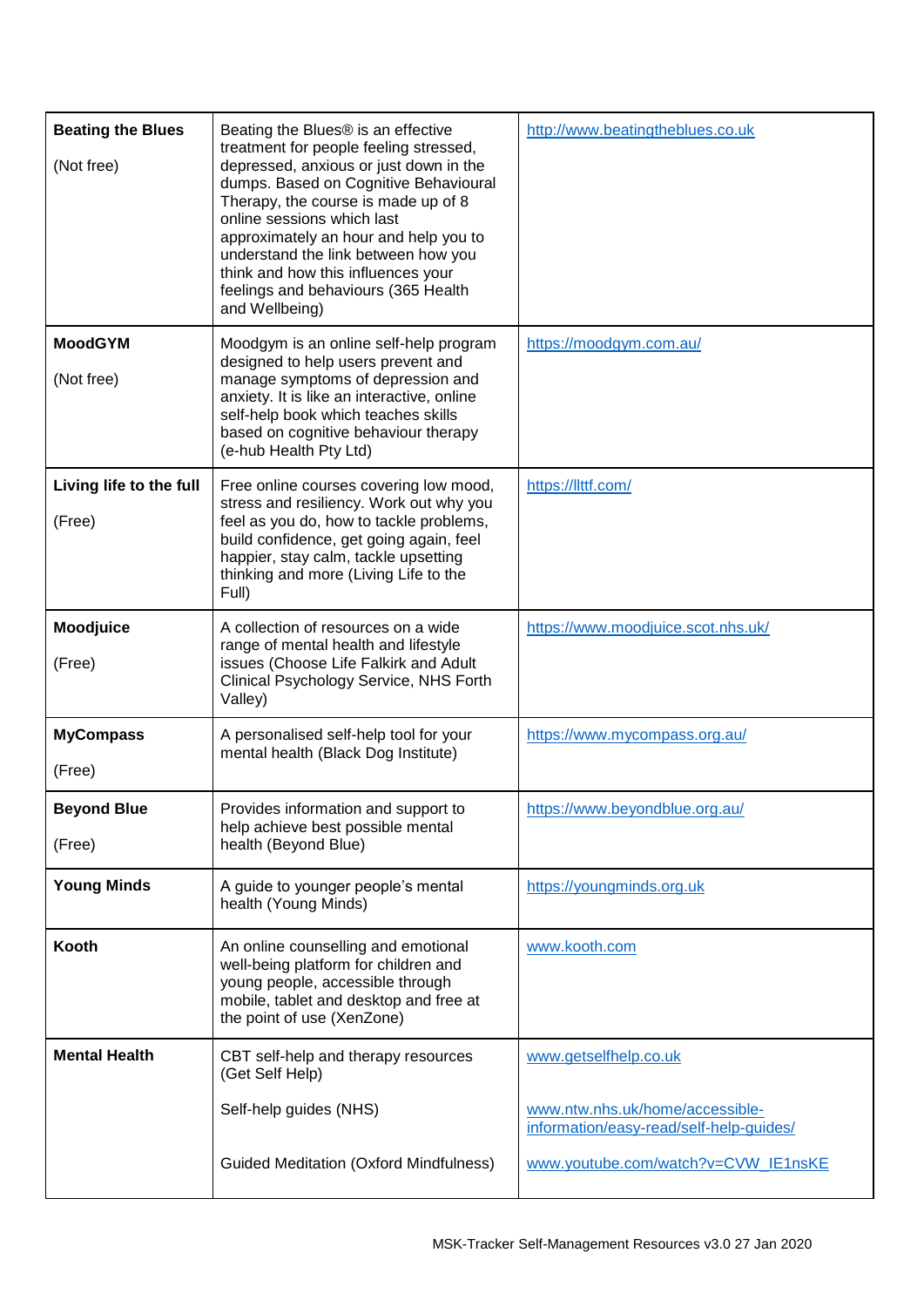| | | |
|---|---|---|
| **Beating the Blues**<br><br>(Not free) | Beating the Blues® is an effective treatment for people feeling stressed, depressed, anxious or just down in the dumps. Based on Cognitive Behavioural Therapy, the course is made up of 8 online sessions which last approximately an hour and help you to understand the link between how you think and how this influences your feelings and behaviours (365 Health and Wellbeing) | http://www.beatingtheblues.co.uk |
| **MoodGYM**<br><br>(Not free) | Moodgym is an online self-help program designed to help users prevent and manage symptoms of depression and anxiety. It is like an interactive, online self-help book which teaches skills based on cognitive behaviour therapy (e-hub Health Pty Ltd) | https://moodgym.com.au/ |
| **Living life to the full**<br><br>(Free) | Free online courses covering low mood, stress and resiliency. Work out why you feel as you do, how to tackle problems, build confidence, get going again, feel happier, stay calm, tackle upsetting thinking and more (Living Life to the Full) | https://llttf.com/ |
| **Moodjuice**<br><br>(Free) | A collection of resources on a wide range of mental health and lifestyle issues (Choose Life Falkirk and Adult Clinical Psychology Service, NHS Forth Valley) | https://www.moodjuice.scot.nhs.uk/ |
| **MyCompass**<br><br>(Free) | A personalised self-help tool for your mental health (Black Dog Institute) | https://www.mycompass.org.au/ |
| **Beyond Blue**<br><br>(Free) | Provides information and support to help achieve best possible mental health (Beyond Blue) | https://www.beyondblue.org.au/ |
| **Young Minds** | A guide to younger people's mental health (Young Minds) | https://youngminds.org.uk |
| **Kooth** | An online counselling and emotional well-being platform for children and young people, accessible through mobile, tablet and desktop and free at the point of use (XenZone) | www.kooth.com |
| **Mental Health** | CBT self-help and therapy resources (Get Self Help)<br><br>Self-help guides (NHS)<br><br>Guided Meditation (Oxford Mindfulness) | www.getselfhelp.co.uk<br><br>www.ntw.nhs.uk/home/accessible-information/easy-read/self-help-guides/<br><br>www.youtube.com/watch?v=CVW_IE1nsKE |

MSK-Tracker Self-Management Resources v3.0 27 Jan 2020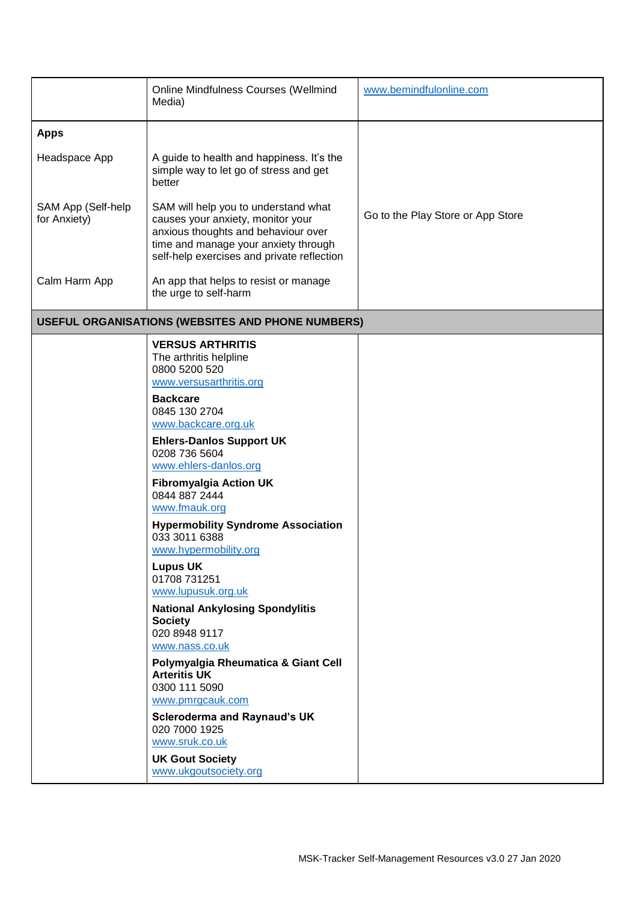| | | |
|---|---|---|
| | Online Mindfulness Courses (Wellmind Media) | www.bemindfulonline.com |
| **Apps**<br><br>Headspace App<br><br>SAM App (Self-help for Anxiety)<br><br>Calm Harm App | <br><br>A guide to health and happiness. It's the simple way to let go of stress and get better<br><br>SAM will help you to understand what causes your anxiety, monitor your anxious thoughts and behaviour over time and manage your anxiety through self-help exercises and private reflection<br><br>An app that helps to resist or manage the urge to self-harm | Go to the Play Store or App Store |
| **USEFUL ORGANISATIONS (WEBSITES AND PHONE NUMBERS)** | | |
| | **VERSUS ARTHRITIS**<br>The arthritis helpline<br>0800 5200 520<br>www.versusarthritis.org<br><br>**Backcare**<br>0845 130 2704<br>www.backcare.org.uk<br><br>**Ehlers-Danlos Support UK**<br>0208 736 5604<br>www.ehlers-danlos.org<br><br>**Fibromyalgia Action UK**<br>0844 887 2444<br>www.fmauk.org<br><br>**Hypermobility Syndrome Association**<br>033 3011 6388<br>www.hypermobility.org<br><br>**Lupus UK**<br>01708 731251<br>www.lupusuk.org.uk<br><br>**National Ankylosing Spondylitis Society**<br>020 8948 9117<br>www.nass.co.uk<br><br>**Polymyalgia Rheumatica & Giant Cell Arteritis UK**<br>0300 111 5090<br>www.pmrgcauk.com<br><br>**Scleroderma and Raynaud's UK**<br>020 7000 1925<br>www.sruk.co.uk<br><br>**UK Gout Society**<br>www.ukgoutsociety.org | |

MSK-Tracker Self-Management Resources v3.0 27 Jan 2020